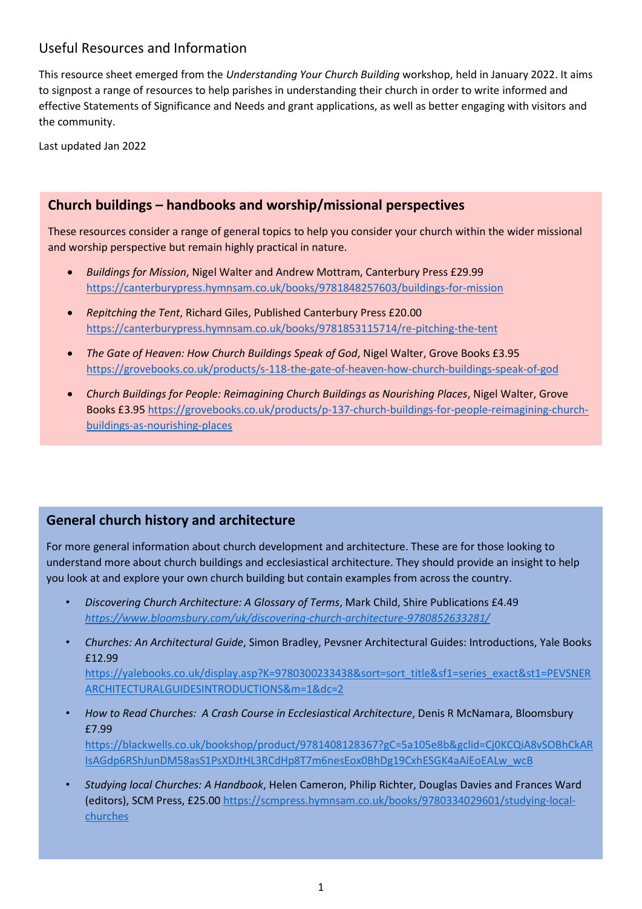# Useful Resources and Information

This resource sheet emerged from the *Understanding Your Church Building* workshop, held in January 2022. It aims to signpost a range of resources to help parishes in understanding their church in order to write informed and effective Statements of Significance and Needs and grant applications, as well as better engaging with visitors and the community.

Last updated Jan 2022

## Church buildings – handbooks and worship/missional perspectives

These resources consider a range of general topics to help you consider your church within the wider missional and worship perspective but remain highly practical in nature.

- *Buildings for Mission*, Nigel Walter and Andrew Mottram, Canterbury Press £29.99 https://canterburypress.hymnsam.co.uk/books/9781848257603/buildings-for-mission
- *Repitching the Tent*, Richard Giles, Published Canterbury Press £20.00 https://canterburypress.hymnsam.co.uk/books/9781853115714/re-pitching-the-tent
- *The Gate of Heaven: How Church Buildings Speak of God*, Nigel Walter, Grove Books £3.95 https://grovebooks.co.uk/products/s-118-the-gate-of-heaven-how-church-buildings-speak-of-god
- *Church Buildings for People: Reimagining Church Buildings as Nourishing Places*, Nigel Walter, Grove Books £3.95 https://grovebooks.co.uk/products/p-137-church-buildings-for-people-reimagining-church-buildings-as-nourishing-places

## General church history and architecture

For more general information about church development and architecture. These are for those looking to understand more about church buildings and ecclesiastical architecture. They should provide an insight to help you look at and explore your own church building but contain examples from across the country.

- *Discovering Church Architecture: A Glossary of Terms*, Mark Child, Shire Publications £4.49 *https://www.bloomsbury.com/uk/discovering-church-architecture-9780852633281/*
- *Churches: An Architectural Guide*, Simon Bradley, Pevsner Architectural Guides: Introductions, Yale Books £12.99 https://yalebooks.co.uk/display.asp?K=9780300233438&sort=sort_title&sf1=series_exact&st1=PEVSNERARCHITECTURALGUIDESINTRODUCTIONS&m=1&dc=2
- *How to Read Churches: A Crash Course in Ecclesiastical Architecture*, Denis R McNamara, Bloomsbury £7.99 https://blackwells.co.uk/bookshop/product/9781408128367?gC=5a105e8b&gclid=Cj0KCQiA8vSOBhCkARIsAGdp6RShJunDM58asS1PsXDJtHL3RCdHp8T7m6nesEox0BhDg19CxhESGK4aAiEoEALw_wcB
- *Studying local Churches: A Handbook*, Helen Cameron, Philip Richter, Douglas Davies and Frances Ward (editors), SCM Press, £25.00 https://scmpress.hymnsam.co.uk/books/9780334029601/studying-local-churches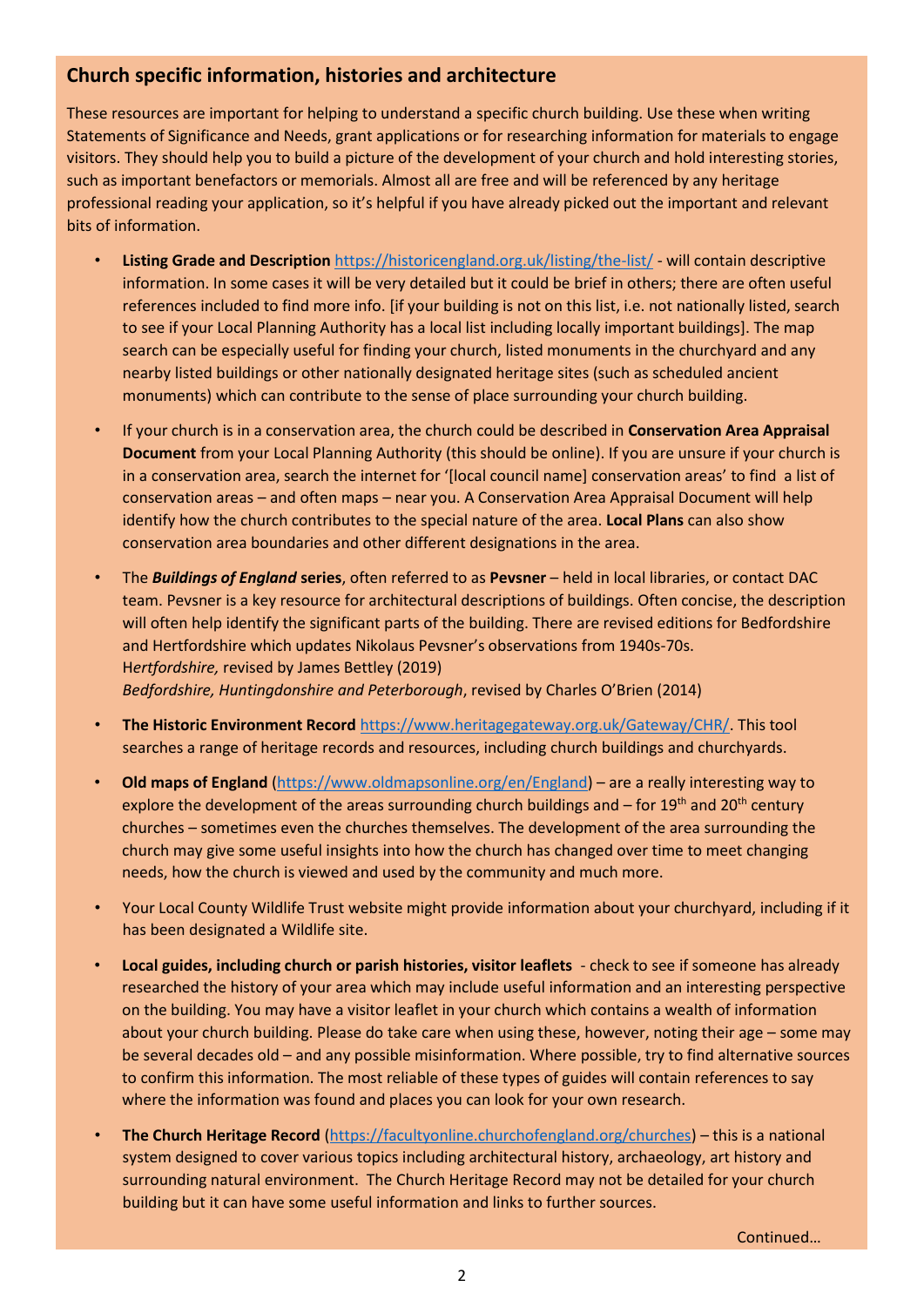## Church specific information, histories and architecture

These resources are important for helping to understand a specific church building. Use these when writing Statements of Significance and Needs, grant applications or for researching information for materials to engage visitors. They should help you to build a picture of the development of your church and hold interesting stories, such as important benefactors or memorials. Almost all are free and will be referenced by any heritage professional reading your application, so it's helpful if you have already picked out the important and relevant bits of information.

- **Listing Grade and Description** https://historicengland.org.uk/listing/the-list/ - will contain descriptive information. In some cases it will be very detailed but it could be brief in others; there are often useful references included to find more info. [if your building is not on this list, i.e. not nationally listed, search to see if your Local Planning Authority has a local list including locally important buildings]. The map search can be especially useful for finding your church, listed monuments in the churchyard and any nearby listed buildings or other nationally designated heritage sites (such as scheduled ancient monuments) which can contribute to the sense of place surrounding your church building.

- If your church is in a conservation area, the church could be described in **Conservation Area Appraisal Document** from your Local Planning Authority (this should be online). If you are unsure if your church is in a conservation area, search the internet for '[local council name] conservation areas' to find a list of conservation areas – and often maps – near you. A Conservation Area Appraisal Document will help identify how the church contributes to the special nature of the area. **Local Plans** can also show conservation area boundaries and other different designations in the area.

- The ***Buildings of England*** **series**, often referred to as **Pevsner** – held in local libraries, or contact DAC team. Pevsner is a key resource for architectural descriptions of buildings. Often concise, the description will often help identify the significant parts of the building. There are revised editions for Bedfordshire and Hertfordshire which updates Nikolaus Pevsner's observations from 1940s-70s.
  H*ertfordshire,* revised by James Bettley (2019)
  *Bedfordshire, Huntingdonshire and Peterborough*, revised by Charles O'Brien (2014)

- **The Historic Environment Record** https://www.heritagegateway.org.uk/Gateway/CHR/. This tool searches a range of heritage records and resources, including church buildings and churchyards.

- **Old maps of England** (https://www.oldmapsonline.org/en/England) – are a really interesting way to explore the development of the areas surrounding church buildings and – for 19th and 20th century churches – sometimes even the churches themselves. The development of the area surrounding the church may give some useful insights into how the church has changed over time to meet changing needs, how the church is viewed and used by the community and much more.

- Your Local County Wildlife Trust website might provide information about your churchyard, including if it has been designated a Wildlife site.

- **Local guides, including church or parish histories, visitor leaflets** - check to see if someone has already researched the history of your area which may include useful information and an interesting perspective on the building. You may have a visitor leaflet in your church which contains a wealth of information about your church building. Please do take care when using these, however, noting their age – some may be several decades old – and any possible misinformation. Where possible, try to find alternative sources to confirm this information. The most reliable of these types of guides will contain references to say where the information was found and places you can look for your own research.

- **The Church Heritage Record** (https://facultyonline.churchofengland.org/churches) – this is a national system designed to cover various topics including architectural history, archaeology, art history and surrounding natural environment. The Church Heritage Record may not be detailed for your church building but it can have some useful information and links to further sources.

Continued…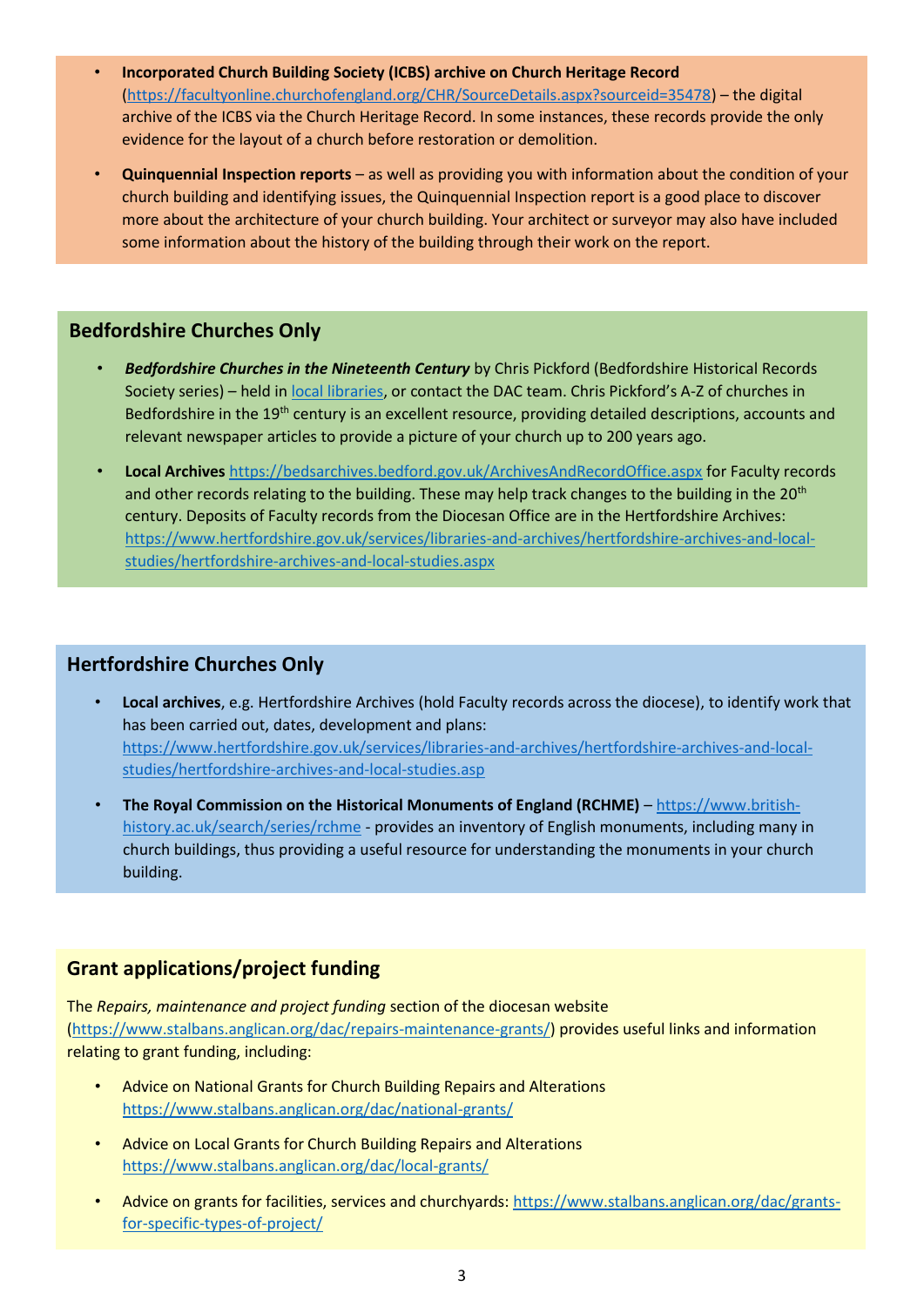- **Incorporated Church Building Society (ICBS) archive on Church Heritage Record** (https://facultyonline.churchofengland.org/CHR/SourceDetails.aspx?sourceid=35478) – the digital archive of the ICBS via the Church Heritage Record. In some instances, these records provide the only evidence for the layout of a church before restoration or demolition.
- **Quinquennial Inspection reports** – as well as providing you with information about the condition of your church building and identifying issues, the Quinquennial Inspection report is a good place to discover more about the architecture of your church building. Your architect or surveyor may also have included some information about the history of the building through their work on the report.

## Bedfordshire Churches Only

- ***Bedfordshire Churches in the Nineteenth Century*** by Chris Pickford (Bedfordshire Historical Records Society series) – held in local libraries, or contact the DAC team. Chris Pickford's A-Z of churches in Bedfordshire in the 19th century is an excellent resource, providing detailed descriptions, accounts and relevant newspaper articles to provide a picture of your church up to 200 years ago.
- **Local Archives** https://bedsarchives.bedford.gov.uk/ArchivesAndRecordOffice.aspx for Faculty records and other records relating to the building. These may help track changes to the building in the 20th century. Deposits of Faculty records from the Diocesan Office are in the Hertfordshire Archives: https://www.hertfordshire.gov.uk/services/libraries-and-archives/hertfordshire-archives-and-local-studies/hertfordshire-archives-and-local-studies.aspx

## Hertfordshire Churches Only

- **Local archives**, e.g. Hertfordshire Archives (hold Faculty records across the diocese), to identify work that has been carried out, dates, development and plans: https://www.hertfordshire.gov.uk/services/libraries-and-archives/hertfordshire-archives-and-local-studies/hertfordshire-archives-and-local-studies.asp
- **The Royal Commission on the Historical Monuments of England (RCHME)** – https://www.british-history.ac.uk/search/series/rchme - provides an inventory of English monuments, including many in church buildings, thus providing a useful resource for understanding the monuments in your church building.

## Grant applications/project funding

The *Repairs, maintenance and project funding* section of the diocesan website (https://www.stalbans.anglican.org/dac/repairs-maintenance-grants/) provides useful links and information relating to grant funding, including:

- Advice on National Grants for Church Building Repairs and Alterations https://www.stalbans.anglican.org/dac/national-grants/
- Advice on Local Grants for Church Building Repairs and Alterations https://www.stalbans.anglican.org/dac/local-grants/
- Advice on grants for facilities, services and churchyards: https://www.stalbans.anglican.org/dac/grants-for-specific-types-of-project/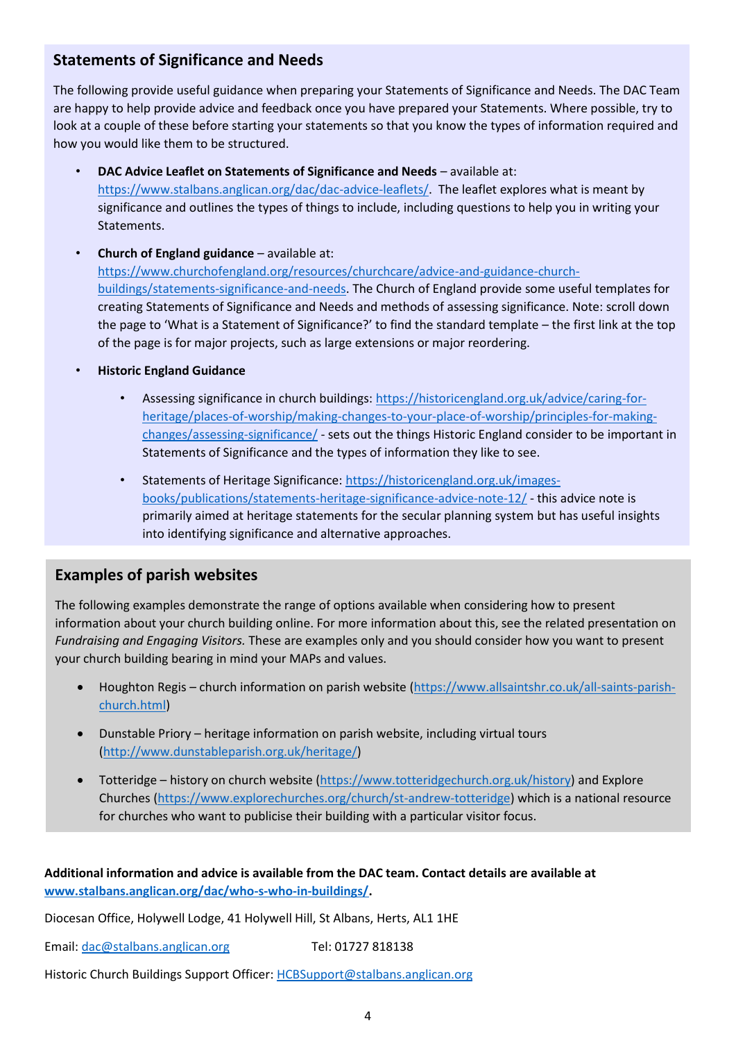## Statements of Significance and Needs

The following provide useful guidance when preparing your Statements of Significance and Needs. The DAC Team are happy to help provide advice and feedback once you have prepared your Statements. Where possible, try to look at a couple of these before starting your statements so that you know the types of information required and how you would like them to be structured.

- **DAC Advice Leaflet on Statements of Significance and Needs** – available at: https://www.stalbans.anglican.org/dac/dac-advice-leaflets/. The leaflet explores what is meant by significance and outlines the types of things to include, including questions to help you in writing your Statements.
- **Church of England guidance** – available at: https://www.churchofengland.org/resources/churchcare/advice-and-guidance-church-buildings/statements-significance-and-needs. The Church of England provide some useful templates for creating Statements of Significance and Needs and methods of assessing significance. Note: scroll down the page to 'What is a Statement of Significance?' to find the standard template – the first link at the top of the page is for major projects, such as large extensions or major reordering.
- **Historic England Guidance**
  - Assessing significance in church buildings: https://historicengland.org.uk/advice/caring-for-heritage/places-of-worship/making-changes-to-your-place-of-worship/principles-for-making-changes/assessing-significance/ - sets out the things Historic England consider to be important in Statements of Significance and the types of information they like to see.
  - Statements of Heritage Significance: https://historicengland.org.uk/images-books/publications/statements-heritage-significance-advice-note-12/ - this advice note is primarily aimed at heritage statements for the secular planning system but has useful insights into identifying significance and alternative approaches.

## Examples of parish websites

The following examples demonstrate the range of options available when considering how to present information about your church building online. For more information about this, see the related presentation on *Fundraising and Engaging Visitors.* These are examples only and you should consider how you want to present your church building bearing in mind your MAPs and values.

- Houghton Regis – church information on parish website (https://www.allsaintshr.co.uk/all-saints-parish-church.html)
- Dunstable Priory – heritage information on parish website, including virtual tours (http://www.dunstableparish.org.uk/heritage/)
- Totteridge – history on church website (https://www.totteridgechurch.org.uk/history) and Explore Churches (https://www.explorechurches.org/church/st-andrew-totteridge) which is a national resource for churches who want to publicise their building with a particular visitor focus.

**Additional information and advice is available from the DAC team. Contact details are available at www.stalbans.anglican.org/dac/who-s-who-in-buildings/.**

Diocesan Office, Holywell Lodge, 41 Holywell Hill, St Albans, Herts, AL1 1HE

Email: dac@stalbans.anglican.org Tel: 01727 818138

Historic Church Buildings Support Officer: HCBSupport@stalbans.anglican.org